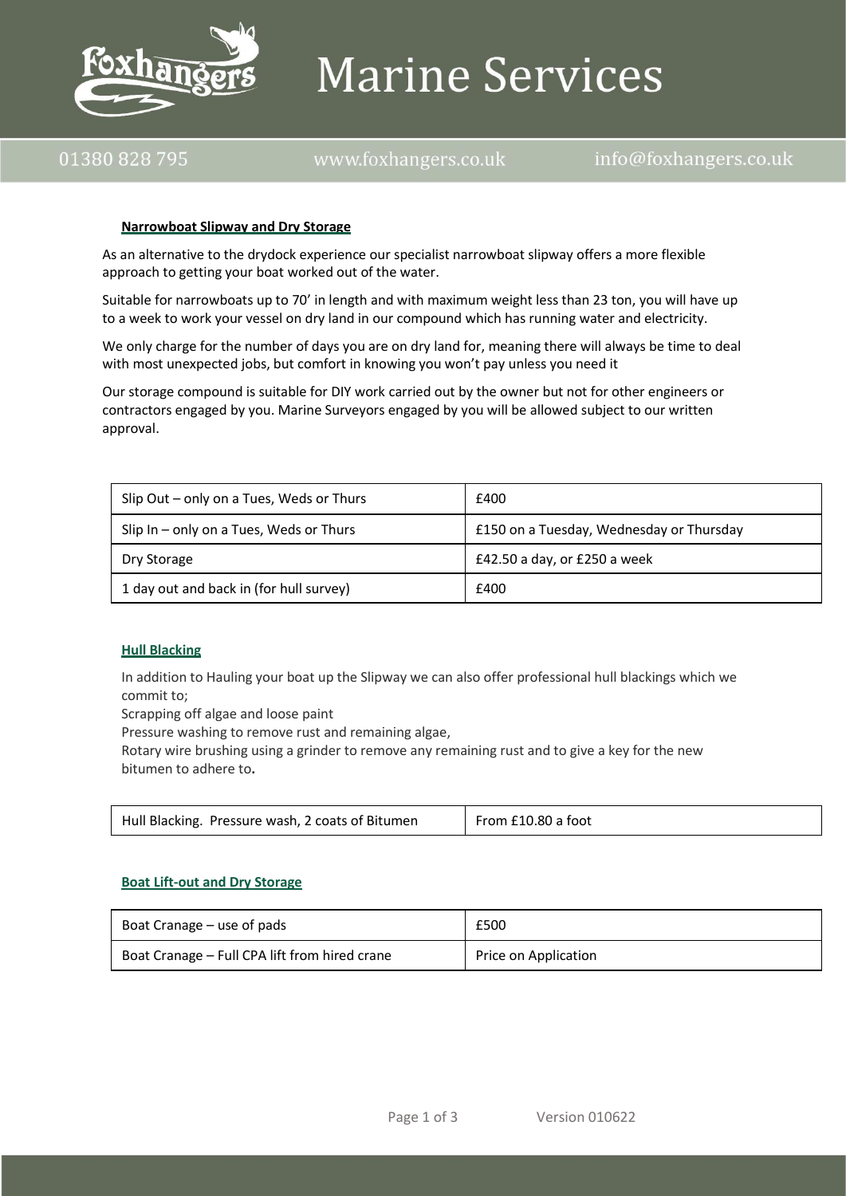# Marine Services

01380 828 795 www.foxhangers.co.uk info@foxhangers.co.uk

## **Narrowboat Slipway and Dry Storage**

As an alternative to the drydock experience our specialist narrowboat slipway offers a more flexible approach to getting your boat worked out of the water.

Suitable for narrowboats up to 70' in length and with maximum weight less than 23 ton, you will have up to a week to work your vessel on dry land in our compound which has running water and electricity.

We only charge for the number of days you are on dry land for, meaning there will always be time to deal with most unexpected jobs, but comfort in knowing you won't pay unless you need it

Our storage compound is suitable for DIY work carried out by the owner but not for other engineers or contractors engaged by you. Marine Surveyors engaged by you will be allowed subject to our written approval.

| | |
|---|---|
| Slip Out – only on a Tues, Weds or Thurs | £400 |
| Slip In – only on a Tues, Weds or Thurs | £150 on a Tuesday, Wednesday or Thursday |
| Dry Storage | £42.50 a day, or £250 a week |
| 1 day out and back in (for hull survey) | £400 |

## **Hull Blacking**

In addition to Hauling your boat up the Slipway we can also offer professional hull blackings which we commit to;
Scrapping off algae and loose paint
Pressure washing to remove rust and remaining algae,
Rotary wire brushing using a grinder to remove any remaining rust and to give a key for the new bitumen to adhere to**.**

| | |
|---|---|
| Hull Blacking. Pressure wash, 2 coats of Bitumen | From £10.80 a foot |

## **Boat Lift-out and Dry Storage**

| | |
|---|---|
| Boat Cranage – use of pads | £500 |
| Boat Cranage – Full CPA lift from hired crane | Price on Application |

Version 010622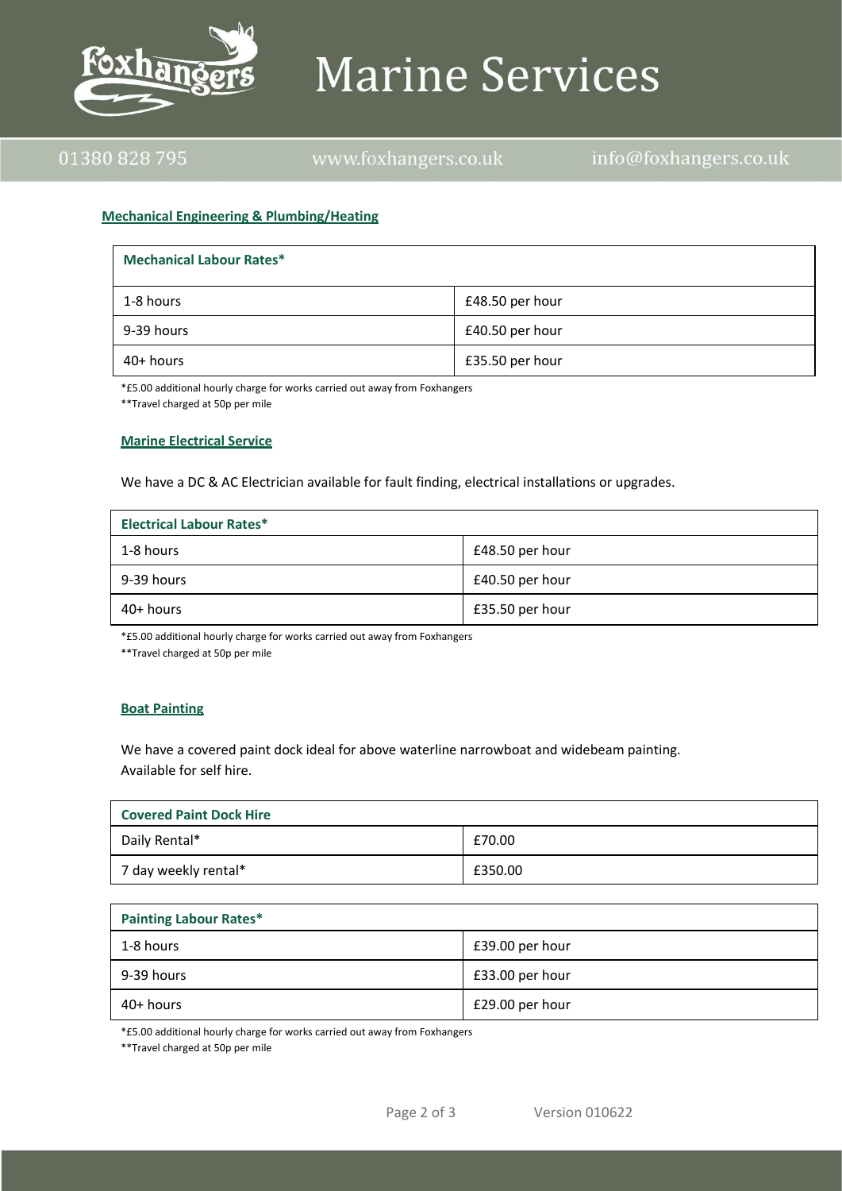# Marine Services

01380 828 795 www.foxhangers.co.uk info@foxhangers.co.uk

## Mechanical Engineering & Plumbing/Heating

| Mechanical Labour Rates* | |
|---|---|
| 1-8 hours | £48.50 per hour |
| 9-39 hours | £40.50 per hour |
| 40+ hours | £35.50 per hour |

*£5.00 additional hourly charge for works carried out away from Foxhangers

**Travel charged at 50p per mile

## Marine Electrical Service

We have a DC & AC Electrician available for fault finding, electrical installations or upgrades.

| Electrical Labour Rates* | |
|---|---|
| 1-8 hours | £48.50 per hour |
| 9-39 hours | £40.50 per hour |
| 40+ hours | £35.50 per hour |

*£5.00 additional hourly charge for works carried out away from Foxhangers

**Travel charged at 50p per mile

## Boat Painting

We have a covered paint dock ideal for above waterline narrowboat and widebeam painting. Available for self hire.

| Covered Paint Dock Hire | |
|---|---|
| Daily Rental* | £70.00 |
| 7 day weekly rental* | £350.00 |

| Painting Labour Rates* | |
|---|---|
| 1-8 hours | £39.00 per hour |
| 9-39 hours | £33.00 per hour |
| 40+ hours | £29.00 per hour |

*£5.00 additional hourly charge for works carried out away from Foxhangers

**Travel charged at 50p per mile

Version 010622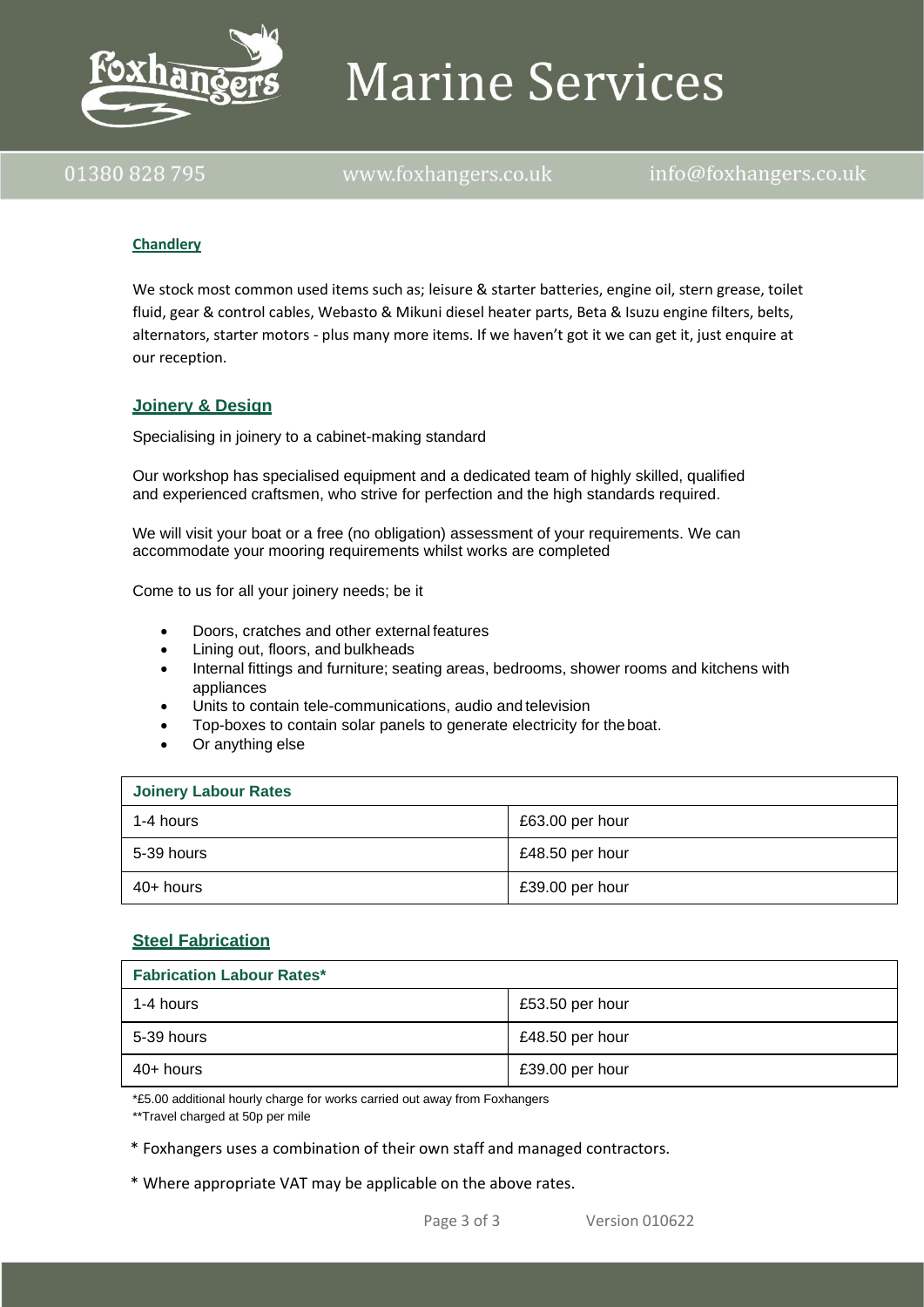**Chandlery**

We stock most common used items such as; leisure & starter batteries, engine oil, stern grease, toilet fluid, gear & control cables, Webasto & Mikuni diesel heater parts, Beta & Isuzu engine filters, belts, alternators, starter motors - plus many more items. If we haven't got it we can get it, just enquire at our reception.

## Joinery & Design

Specialising in joinery to a cabinet-making standard

Our workshop has specialised equipment and a dedicated team of highly skilled, qualified and experienced craftsmen, who strive for perfection and the high standards required.

We will visit your boat or a free (no obligation) assessment of your requirements. We can accommodate your mooring requirements whilst works are completed

Come to us for all your joinery needs; be it

- Doors, cratches and other external features
- Lining out, floors, and bulkheads
- Internal fittings and furniture; seating areas, bedrooms, shower rooms and kitchens with appliances
- Units to contain tele-communications, audio and television
- Top-boxes to contain solar panels to generate electricity for the boat.
- Or anything else

| Joinery Labour Rates | |
|---|---|
| 1-4 hours | £63.00 per hour |
| 5-39 hours | £48.50 per hour |
| 40+ hours | £39.00 per hour |

## Steel Fabrication

| Fabrication Labour Rates* | |
|---|---|
| 1-4 hours | £53.50 per hour |
| 5-39 hours | £48.50 per hour |
| 40+ hours | £39.00 per hour |

*£5.00 additional hourly charge for works carried out away from Foxhangers

**Travel charged at 50p per mile

* Foxhangers uses a combination of their own staff and managed contractors.

* Where appropriate VAT may be applicable on the above rates.